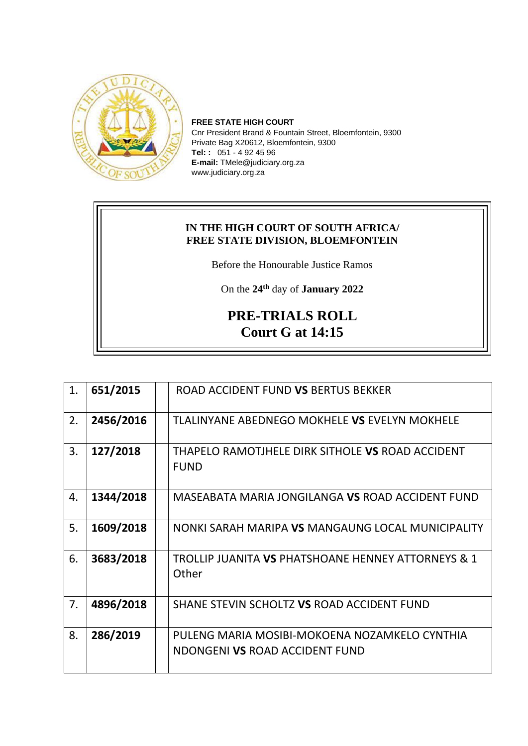**FREE STATE HIGH COURT**
Cnr President Brand & Fountain Street, Bloemfontein, 9300
Private Bag X20612, Bloemfontein, 9300
**Tel: :** 051 - 4 92 45 96
**E-mail:** TMele@judiciary.org.za
www.judiciary.org.za

**IN THE HIGH COURT OF SOUTH AFRICA/
FREE STATE DIVISION, BLOEMFONTEIN**

Before the Honourable Justice Ramos

On the **24th** day of **January 2022**

## PRE-TRIALS ROLL
## Court G at 14:15

| | | | |
|---|---|---|---|
| 1. | **651/2015** | | ROAD ACCIDENT FUND **VS** BERTUS BEKKER |
| 2. | **2456/2016** | | TLALINYANE ABEDNEGO MOKHELE **VS** EVELYN MOKHELE |
| 3. | **127/2018** | | THAPELO RAMOTJHELE DIRK SITHOLE **VS** ROAD ACCIDENT FUND |
| 4. | **1344/2018** | | MASEABATA MARIA JONGILANGA **VS** ROAD ACCIDENT FUND |
| 5. | **1609/2018** | | NONKI SARAH MARIPA **VS** MANGAUNG LOCAL MUNICIPALITY |
| 6. | **3683/2018** | | TROLLIP JUANITA **VS** PHATSHOANE HENNEY ATTORNEYS & 1 Other |
| 7. | **4896/2018** | | SHANE STEVIN SCHOLTZ **VS** ROAD ACCIDENT FUND |
| 8. | **286/2019** | | PULENG MARIA MOSIBI-MOKOENA NOZAMKELO CYNTHIA NDONGENI **VS** ROAD ACCIDENT FUND |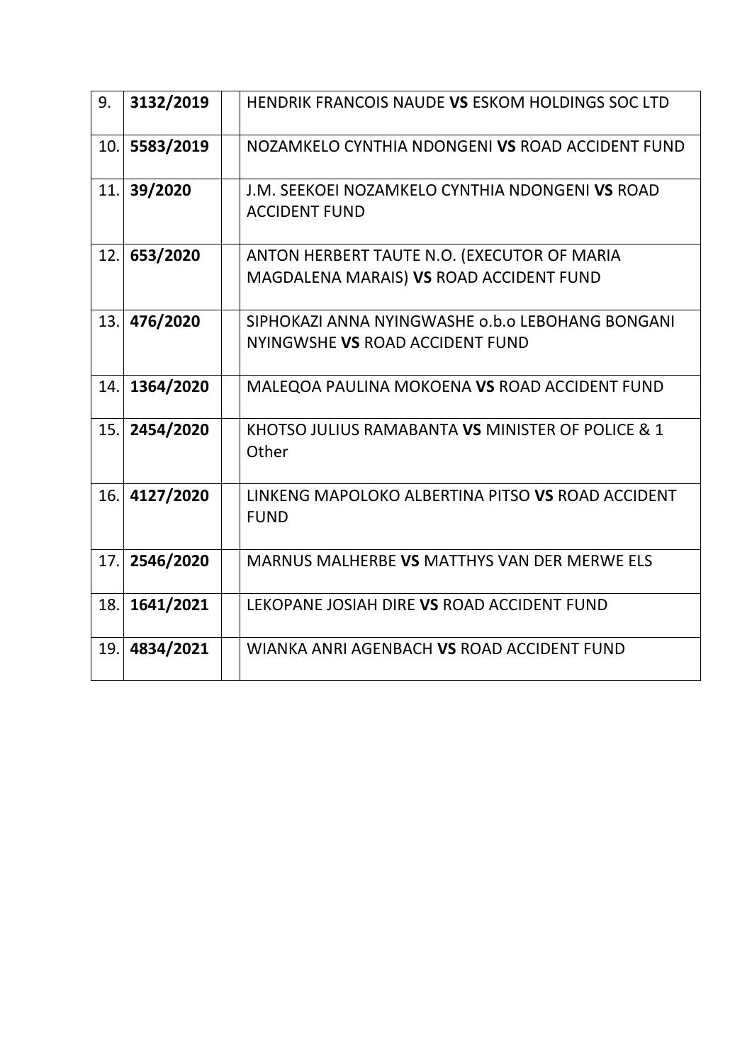| | | | |
|---|---|---|---|
| 9. | **3132/2019** | | HENDRIK FRANCOIS NAUDE **VS** ESKOM HOLDINGS SOC LTD |
| 10. | **5583/2019** | | NOZAMKELO CYNTHIA NDONGENI **VS** ROAD ACCIDENT FUND |
| 11. | **39/2020** | | J.M. SEEKOEI NOZAMKELO CYNTHIA NDONGENI **VS** ROAD ACCIDENT FUND |
| 12. | **653/2020** | | ANTON HERBERT TAUTE N.O. (EXECUTOR OF MARIA MAGDALENA MARAIS) **VS** ROAD ACCIDENT FUND |
| 13. | **476/2020** | | SIPHOKAZI ANNA NYINGWASHE o.b.o LEBOHANG BONGANI NYINGWSHE **VS** ROAD ACCIDENT FUND |
| 14. | **1364/2020** | | MALEQOA PAULINA MOKOENA **VS** ROAD ACCIDENT FUND |
| 15. | **2454/2020** | | KHOTSO JULIUS RAMABANTA **VS** MINISTER OF POLICE & 1 Other |
| 16. | **4127/2020** | | LINKENG MAPOLOKO ALBERTINA PITSO **VS** ROAD ACCIDENT FUND |
| 17. | **2546/2020** | | MARNUS MALHERBE **VS** MATTHYS VAN DER MERWE ELS |
| 18. | **1641/2021** | | LEKOPANE JOSIAH DIRE **VS** ROAD ACCIDENT FUND |
| 19. | **4834/2021** | | WIANKA ANRI AGENBACH **VS** ROAD ACCIDENT FUND |